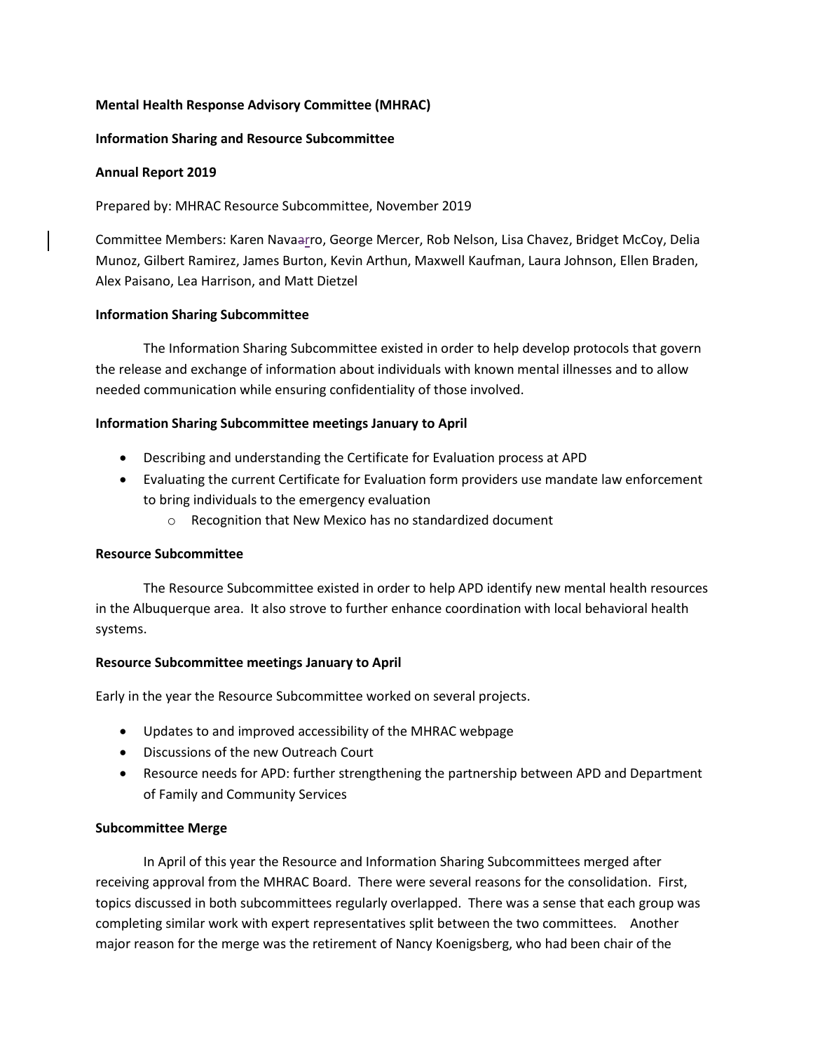**Mental Health Response Advisory Committee (MHRAC)**

**Information Sharing and Resource Subcommittee**

**Annual Report 2019**

Prepared by: MHRAC Resource Subcommittee, November 2019

Committee Members: Karen Navarro, George Mercer, Rob Nelson, Lisa Chavez, Bridget McCoy, Delia Munoz, Gilbert Ramirez, James Burton, Kevin Arthun, Maxwell Kaufman, Laura Johnson, Ellen Braden, Alex Paisano, Lea Harrison, and Matt Dietzel

**Information Sharing Subcommittee**

The Information Sharing Subcommittee existed in order to help develop protocols that govern the release and exchange of information about individuals with known mental illnesses and to allow needed communication while ensuring confidentiality of those involved.

**Information Sharing Subcommittee meetings January to April**

- Describing and understanding the Certificate for Evaluation process at APD
- Evaluating the current Certificate for Evaluation form providers use mandate law enforcement to bring individuals to the emergency evaluation
  - Recognition that New Mexico has no standardized document

**Resource Subcommittee**

The Resource Subcommittee existed in order to help APD identify new mental health resources in the Albuquerque area. It also strove to further enhance coordination with local behavioral health systems.

**Resource Subcommittee meetings January to April**

Early in the year the Resource Subcommittee worked on several projects.

- Updates to and improved accessibility of the MHRAC webpage
- Discussions of the new Outreach Court
- Resource needs for APD: further strengthening the partnership between APD and Department of Family and Community Services

**Subcommittee Merge**

In April of this year the Resource and Information Sharing Subcommittees merged after receiving approval from the MHRAC Board. There were several reasons for the consolidation. First, topics discussed in both subcommittees regularly overlapped. There was a sense that each group was completing similar work with expert representatives split between the two committees. Another major reason for the merge was the retirement of Nancy Koenigsberg, who had been chair of the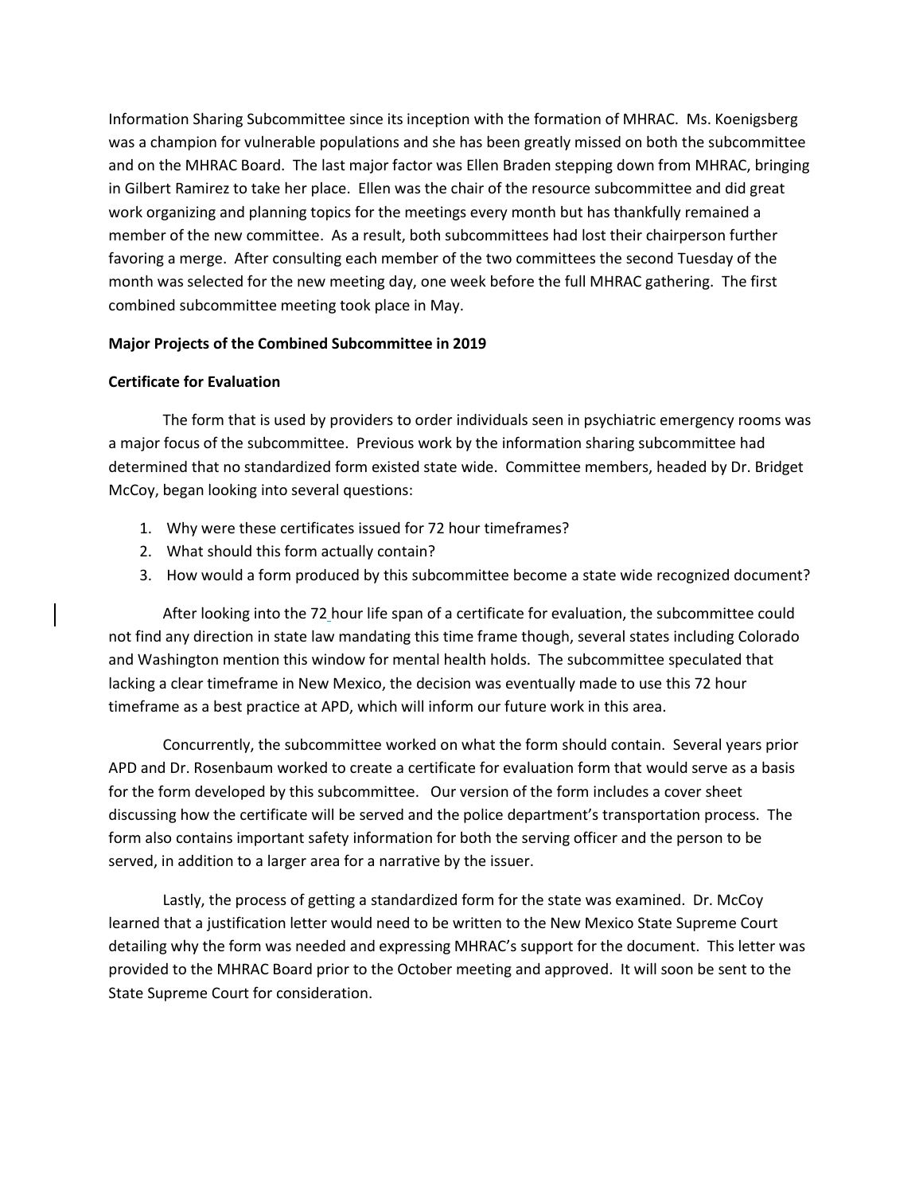Information Sharing Subcommittee since its inception with the formation of MHRAC. Ms. Koenigsberg was a champion for vulnerable populations and she has been greatly missed on both the subcommittee and on the MHRAC Board. The last major factor was Ellen Braden stepping down from MHRAC, bringing in Gilbert Ramirez to take her place. Ellen was the chair of the resource subcommittee and did great work organizing and planning topics for the meetings every month but has thankfully remained a member of the new committee. As a result, both subcommittees had lost their chairperson further favoring a merge. After consulting each member of the two committees the second Tuesday of the month was selected for the new meeting day, one week before the full MHRAC gathering. The first combined subcommittee meeting took place in May.

**Major Projects of the Combined Subcommittee in 2019**

**Certificate for Evaluation**

The form that is used by providers to order individuals seen in psychiatric emergency rooms was a major focus of the subcommittee. Previous work by the information sharing subcommittee had determined that no standardized form existed state wide. Committee members, headed by Dr. Bridget McCoy, began looking into several questions:

1. Why were these certificates issued for 72 hour timeframes?
2. What should this form actually contain?
3. How would a form produced by this subcommittee become a state wide recognized document?

After looking into the 72 hour life span of a certificate for evaluation, the subcommittee could not find any direction in state law mandating this time frame though, several states including Colorado and Washington mention this window for mental health holds. The subcommittee speculated that lacking a clear timeframe in New Mexico, the decision was eventually made to use this 72 hour timeframe as a best practice at APD, which will inform our future work in this area.

Concurrently, the subcommittee worked on what the form should contain. Several years prior APD and Dr. Rosenbaum worked to create a certificate for evaluation form that would serve as a basis for the form developed by this subcommittee. Our version of the form includes a cover sheet discussing how the certificate will be served and the police department's transportation process. The form also contains important safety information for both the serving officer and the person to be served, in addition to a larger area for a narrative by the issuer.

Lastly, the process of getting a standardized form for the state was examined. Dr. McCoy learned that a justification letter would need to be written to the New Mexico State Supreme Court detailing why the form was needed and expressing MHRAC's support for the document. This letter was provided to the MHRAC Board prior to the October meeting and approved. It will soon be sent to the State Supreme Court for consideration.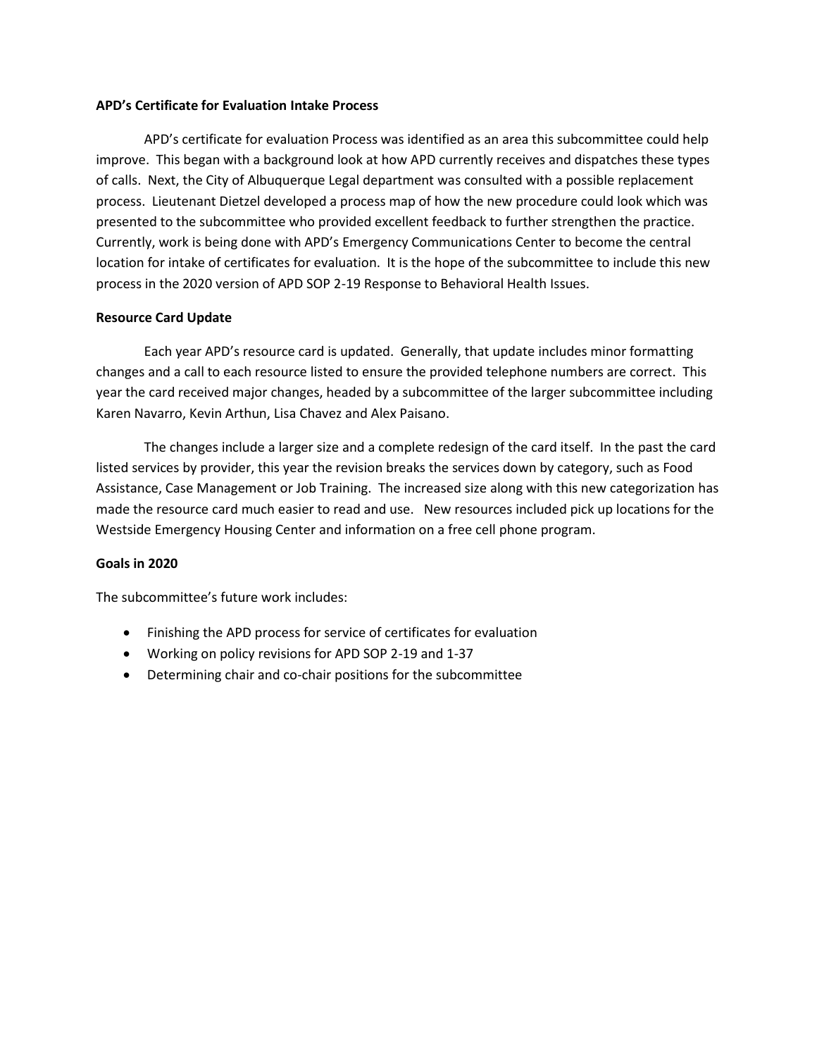**APD's Certificate for Evaluation Intake Process**

APD's certificate for evaluation Process was identified as an area this subcommittee could help improve. This began with a background look at how APD currently receives and dispatches these types of calls. Next, the City of Albuquerque Legal department was consulted with a possible replacement process. Lieutenant Dietzel developed a process map of how the new procedure could look which was presented to the subcommittee who provided excellent feedback to further strengthen the practice. Currently, work is being done with APD's Emergency Communications Center to become the central location for intake of certificates for evaluation. It is the hope of the subcommittee to include this new process in the 2020 version of APD SOP 2-19 Response to Behavioral Health Issues.

**Resource Card Update**

Each year APD's resource card is updated. Generally, that update includes minor formatting changes and a call to each resource listed to ensure the provided telephone numbers are correct. This year the card received major changes, headed by a subcommittee of the larger subcommittee including Karen Navarro, Kevin Arthun, Lisa Chavez and Alex Paisano.

The changes include a larger size and a complete redesign of the card itself. In the past the card listed services by provider, this year the revision breaks the services down by category, such as Food Assistance, Case Management or Job Training. The increased size along with this new categorization has made the resource card much easier to read and use. New resources included pick up locations for the Westside Emergency Housing Center and information on a free cell phone program.

**Goals in 2020**

The subcommittee's future work includes:

- Finishing the APD process for service of certificates for evaluation
- Working on policy revisions for APD SOP 2-19 and 1-37
- Determining chair and co-chair positions for the subcommittee